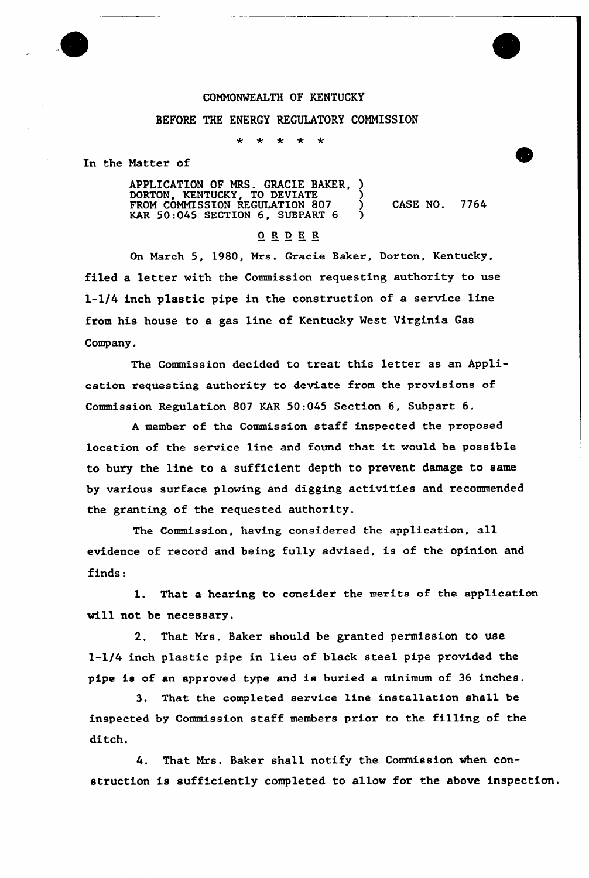COMMONWEALTH OF KENTUCKY

BEFORE THE ENERGY REGULATORY COMMISSION

\* \* \* \* \*

In the Matter of

APPLICATION OF MRS. GRACIE BAKER, DORTON, KENTUCKY, TO DEVIATE FROM COMMISSION REGULATION 807 KAR 50:045 SECTION 6, SUBPART 6 ) CASE NO. 7764

## O R D E R

On March 5, 1980, Mrs. Gracie Baker, Dorton, Kentucky, filed a letter with the Commission requesting authority to use 1-1/4 inch plastic pipe in the construction of a service line from his house to a gas line of Kentucky West Virginia Gas Company.

The Commission decided to treat this letter as an Application requesting authority to deviate from the provisions of Commission Regulation 807 KAR 50:045 Section 6, Subpart 6.

A member of the Commission staff inspected the proposed location of the service line and found that it would be possible to bury the line to a sufficient depth to prevent damage to same by various surface plowing and digging activities and recommended the granting of the requested authority.

The Commission, having considered the application, all evidence of record and being fully advised, is of the opinion and finds:

1. That a hearing to consider the merits of the application will not be necessary.

2. That Mrs. Baker should be granted permission to use 1-1/4 inch plastic pipe in lieu of black steel pipe provided the pipe is of an approved type and is buried a minimum of 36 inches.

3. That the completed service line installation shall be inspected by Commission staff members prior to the filling of the ditch.

4. That Mrs. Baker shall notify the Commission when construction is sufficiently completed to allow for the above inspection.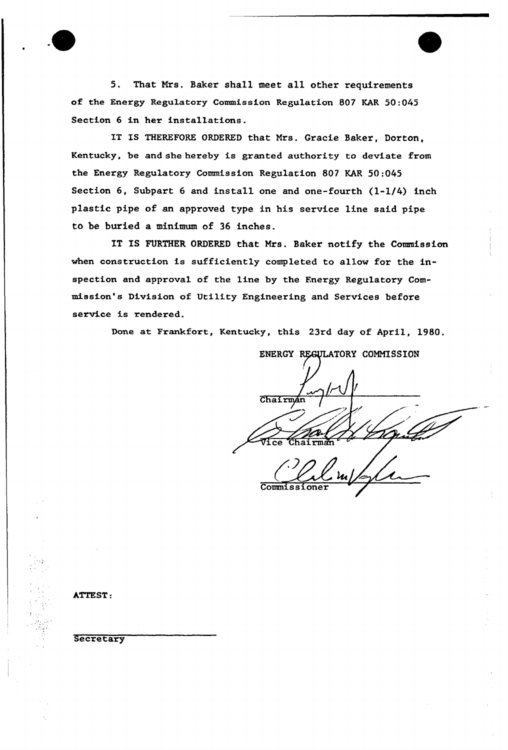5. That Mrs. Baker shall meet all other requirements of the Energy Regulatory Commission Regulation 807 KAR 50:045 Section 6 in her installations.

IT IS THEREFORE ORDERED that Mrs. Gracie Baker, Dorton, Kentucky, be and she hereby is granted authority to deviate from the Energy Regulatory Commission Regulation 807 KAR 50:045 Section 6, Subpart 6 and install one and one-fourth (1-1/4) inch plastic pipe of an approved type in his service line said pipe to be buried a minimum of 36 inches.

IT IS FURTHER ORDERED that Mrs. Baker notify the Commission when construction is sufficiently completed to allow for the inspection and approval of the line by the Energy Regulatory Commission's Division of Utility Engineering and Services before service is rendered.

Done at Frankfort, Kentucky, this 23rd day of April, 1980.

ENERGY REGULATORY COMMISSION

Chairman

Vice Chairman

Commissioner

ATTEST:

Secretary